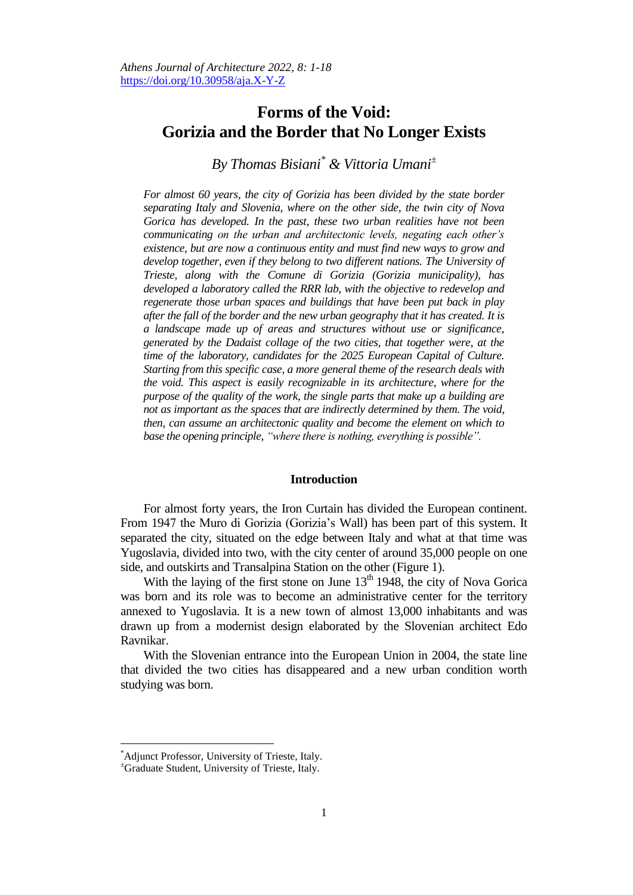# Forms of the Void: Gorizia and the Border that No Longer Exists

*By Thomas Bisiani[*] & Vittoria Umani[±]*

*For almost 60 years, the city of Gorizia has been divided by the state border separating Italy and Slovenia, where on the other side, the twin city of Nova Gorica has developed. In the past, these two urban realities have not been communicating on the urban and architectonic levels, negating each other's existence, but are now a continuous entity and must find new ways to grow and develop together, even if they belong to two different nations. The University of Trieste, along with the Comune di Gorizia (Gorizia municipality), has developed a laboratory called the RRR lab, with the objective to redevelop and regenerate those urban spaces and buildings that have been put back in play after the fall of the border and the new urban geography that it has created. It is a landscape made up of areas and structures without use or significance, generated by the Dadaist collage of the two cities, that together were, at the time of the laboratory, candidates for the 2025 European Capital of Culture. Starting from this specific case, a more general theme of the research deals with the void. This aspect is easily recognizable in its architecture, where for the purpose of the quality of the work, the single parts that make up a building are not as important as the spaces that are indirectly determined by them. The void, then, can assume an architectonic quality and become the element on which to base the opening principle, "where there is nothing, everything is possible".*

## Introduction

For almost forty years, the Iron Curtain has divided the European continent. From 1947 the Muro di Gorizia (Gorizia's Wall) has been part of this system. It separated the city, situated on the edge between Italy and what at that time was Yugoslavia, divided into two, with the city center of around 35,000 people on one side, and outskirts and Transalpina Station on the other (Figure 1).

With the laying of the first stone on June 13th 1948, the city of Nova Gorica was born and its role was to become an administrative center for the territory annexed to Yugoslavia. It is a new town of almost 13,000 inhabitants and was drawn up from a modernist design elaborated by the Slovenian architect Edo Ravnikar.

With the Slovenian entrance into the European Union in 2004, the state line that divided the two cities has disappeared and a new urban condition worth studying was born.

---

[*] Adjunct Professor, University of Trieste, Italy.

[±] Graduate Student, University of Trieste, Italy.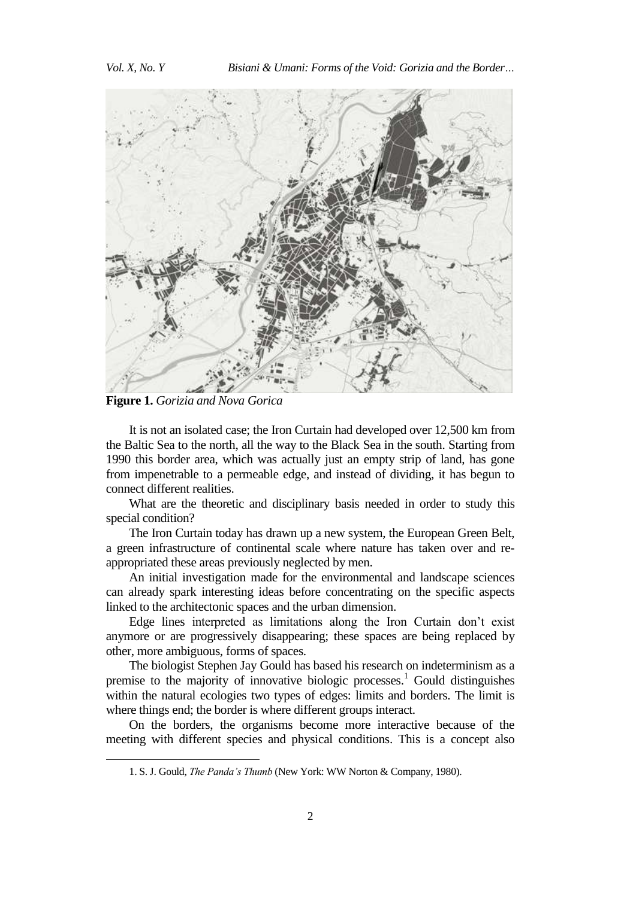**Figure 1.** *Gorizia and Nova Gorica*

It is not an isolated case; the Iron Curtain had developed over 12,500 km from the Baltic Sea to the north, all the way to the Black Sea in the south. Starting from 1990 this border area, which was actually just an empty strip of land, has gone from impenetrable to a permeable edge, and instead of dividing, it has begun to connect different realities.

What are the theoretic and disciplinary basis needed in order to study this special condition?

The Iron Curtain today has drawn up a new system, the European Green Belt, a green infrastructure of continental scale where nature has taken over and re-appropriated these areas previously neglected by men.

An initial investigation made for the environmental and landscape sciences can already spark interesting ideas before concentrating on the specific aspects linked to the architectonic spaces and the urban dimension.

Edge lines interpreted as limitations along the Iron Curtain don't exist anymore or are progressively disappearing; these spaces are being replaced by other, more ambiguous, forms of spaces.

The biologist Stephen Jay Gould has based his research on indeterminism as a premise to the majority of innovative biologic processes.[1] Gould distinguishes within the natural ecologies two types of edges: limits and borders. The limit is where things end; the border is where different groups interact.

On the borders, the organisms become more interactive because of the meeting with different species and physical conditions. This is a concept also

---

1. S. J. Gould, *The Panda's Thumb* (New York: WW Norton & Company, 1980).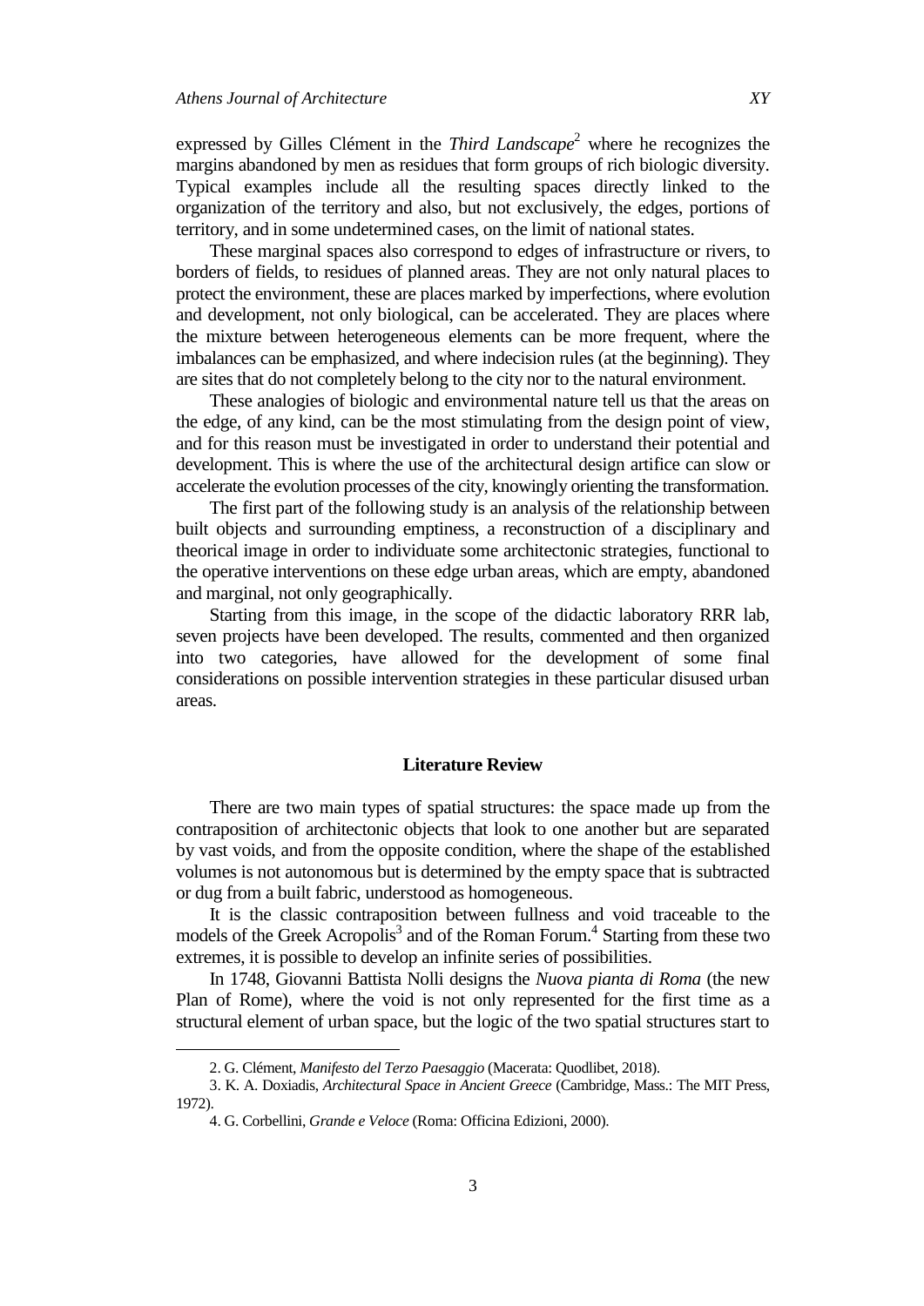expressed by Gilles Clément in the *Third Landscape*[2] where he recognizes the margins abandoned by men as residues that form groups of rich biologic diversity. Typical examples include all the resulting spaces directly linked to the organization of the territory and also, but not exclusively, the edges, portions of territory, and in some undetermined cases, on the limit of national states.

These marginal spaces also correspond to edges of infrastructure or rivers, to borders of fields, to residues of planned areas. They are not only natural places to protect the environment, these are places marked by imperfections, where evolution and development, not only biological, can be accelerated. They are places where the mixture between heterogeneous elements can be more frequent, where the imbalances can be emphasized, and where indecision rules (at the beginning). They are sites that do not completely belong to the city nor to the natural environment.

These analogies of biologic and environmental nature tell us that the areas on the edge, of any kind, can be the most stimulating from the design point of view, and for this reason must be investigated in order to understand their potential and development. This is where the use of the architectural design artifice can slow or accelerate the evolution processes of the city, knowingly orienting the transformation.

The first part of the following study is an analysis of the relationship between built objects and surrounding emptiness, a reconstruction of a disciplinary and theorical image in order to individuate some architectonic strategies, functional to the operative interventions on these edge urban areas, which are empty, abandoned and marginal, not only geographically.

Starting from this image, in the scope of the didactic laboratory RRR lab, seven projects have been developed. The results, commented and then organized into two categories, have allowed for the development of some final considerations on possible intervention strategies in these particular disused urban areas.

## Literature Review

There are two main types of spatial structures: the space made up from the contraposition of architectonic objects that look to one another but are separated by vast voids, and from the opposite condition, where the shape of the established volumes is not autonomous but is determined by the empty space that is subtracted or dug from a built fabric, understood as homogeneous.

It is the classic contraposition between fullness and void traceable to the models of the Greek Acropolis[3] and of the Roman Forum.[4] Starting from these two extremes, it is possible to develop an infinite series of possibilities.

In 1748, Giovanni Battista Nolli designs the *Nuova pianta di Roma* (the new Plan of Rome), where the void is not only represented for the first time as a structural element of urban space, but the logic of the two spatial structures start to

---

2. G. Clément, *Manifesto del Terzo Paesaggio* (Macerata: Quodlibet, 2018).

3. K. A. Doxiadis, *Architectural Space in Ancient Greece* (Cambridge, Mass.: The MIT Press, 1972).

4. G. Corbellini, *Grande e Veloce* (Roma: Officina Edizioni, 2000).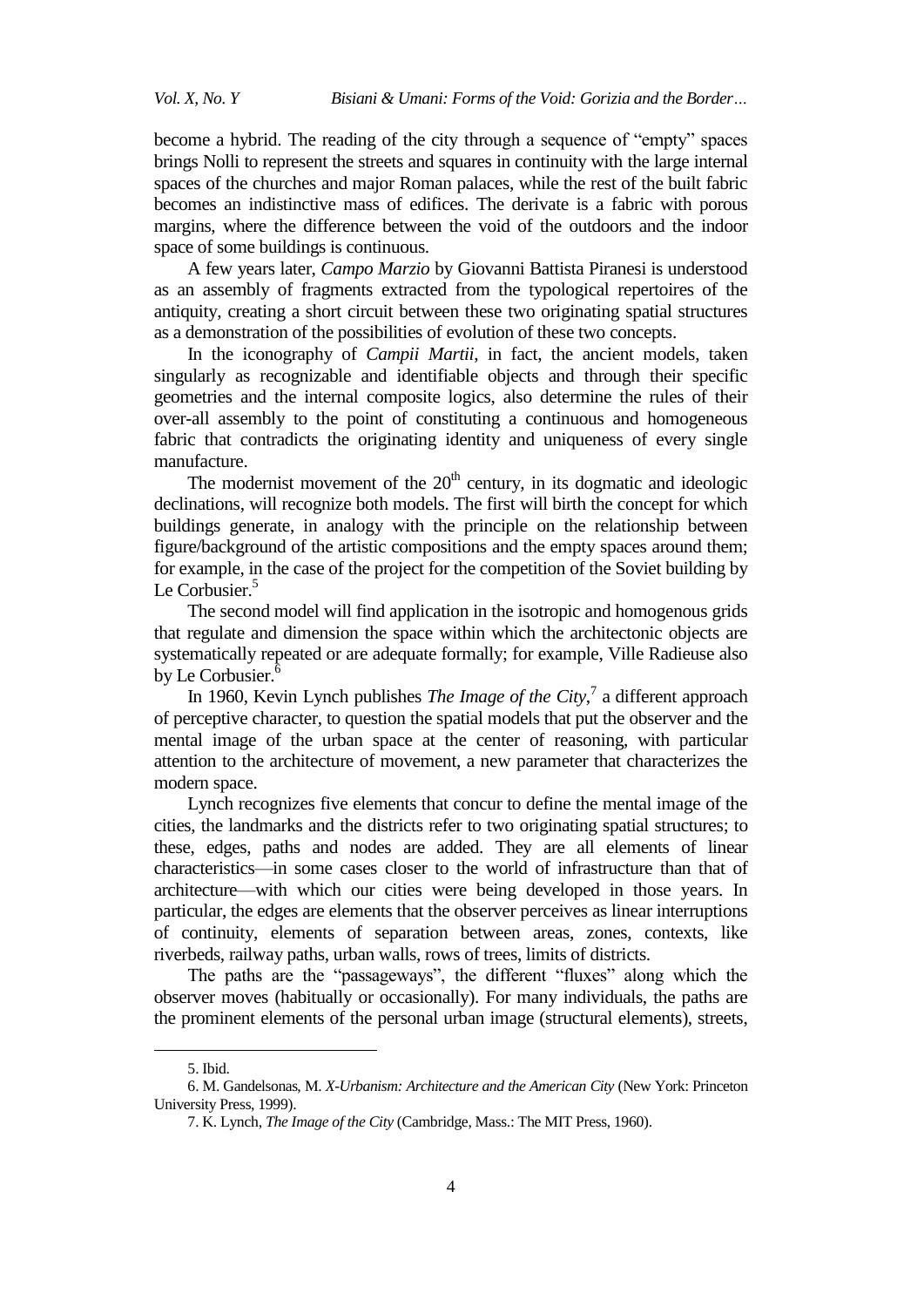become a hybrid. The reading of the city through a sequence of "empty" spaces brings Nolli to represent the streets and squares in continuity with the large internal spaces of the churches and major Roman palaces, while the rest of the built fabric becomes an indistinctive mass of edifices. The derivate is a fabric with porous margins, where the difference between the void of the outdoors and the indoor space of some buildings is continuous.

A few years later, *Campo Marzio* by Giovanni Battista Piranesi is understood as an assembly of fragments extracted from the typological repertoires of the antiquity, creating a short circuit between these two originating spatial structures as a demonstration of the possibilities of evolution of these two concepts.

In the iconography of *Campii Martii*, in fact, the ancient models, taken singularly as recognizable and identifiable objects and through their specific geometries and the internal composite logics, also determine the rules of their over-all assembly to the point of constituting a continuous and homogeneous fabric that contradicts the originating identity and uniqueness of every single manufacture.

The modernist movement of the 20th century, in its dogmatic and ideologic declinations, will recognize both models. The first will birth the concept for which buildings generate, in analogy with the principle on the relationship between figure/background of the artistic compositions and the empty spaces around them; for example, in the case of the project for the competition of the Soviet building by Le Corbusier.[5]

The second model will find application in the isotropic and homogenous grids that regulate and dimension the space within which the architectonic objects are systematically repeated or are adequate formally; for example, Ville Radieuse also by Le Corbusier.[6]

In 1960, Kevin Lynch publishes *The Image of the City*,[7] a different approach of perceptive character, to question the spatial models that put the observer and the mental image of the urban space at the center of reasoning, with particular attention to the architecture of movement, a new parameter that characterizes the modern space.

Lynch recognizes five elements that concur to define the mental image of the cities, the landmarks and the districts refer to two originating spatial structures; to these, edges, paths and nodes are added. They are all elements of linear characteristics—in some cases closer to the world of infrastructure than that of architecture—with which our cities were being developed in those years. In particular, the edges are elements that the observer perceives as linear interruptions of continuity, elements of separation between areas, zones, contexts, like riverbeds, railway paths, urban walls, rows of trees, limits of districts.

The paths are the "passageways", the different "fluxes" along which the observer moves (habitually or occasionally). For many individuals, the paths are the prominent elements of the personal urban image (structural elements), streets,

---

5. Ibid.

6. M. Gandelsonas, M. *X-Urbanism: Architecture and the American City* (New York: Princeton University Press, 1999).

7. K. Lynch, *The Image of the City* (Cambridge, Mass.: The MIT Press, 1960).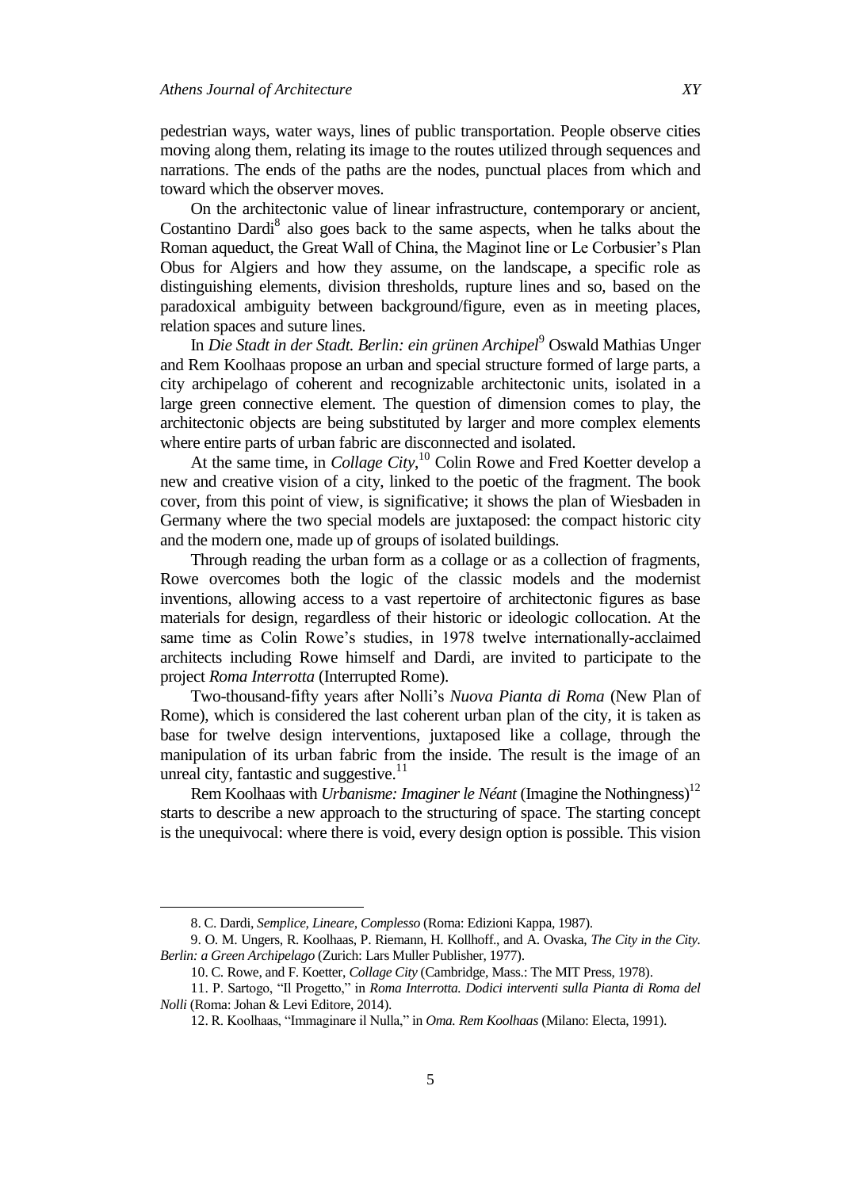pedestrian ways, water ways, lines of public transportation. People observe cities moving along them, relating its image to the routes utilized through sequences and narrations. The ends of the paths are the nodes, punctual places from which and toward which the observer moves.

On the architectonic value of linear infrastructure, contemporary or ancient, Costantino Dardi[8] also goes back to the same aspects, when he talks about the Roman aqueduct, the Great Wall of China, the Maginot line or Le Corbusier's Plan Obus for Algiers and how they assume, on the landscape, a specific role as distinguishing elements, division thresholds, rupture lines and so, based on the paradoxical ambiguity between background/figure, even as in meeting places, relation spaces and suture lines.

In *Die Stadt in der Stadt. Berlin: ein grünen Archipel*[9] Oswald Mathias Unger and Rem Koolhaas propose an urban and special structure formed of large parts, a city archipelago of coherent and recognizable architectonic units, isolated in a large green connective element. The question of dimension comes to play, the architectonic objects are being substituted by larger and more complex elements where entire parts of urban fabric are disconnected and isolated.

At the same time, in *Collage City*,[10] Colin Rowe and Fred Koetter develop a new and creative vision of a city, linked to the poetic of the fragment. The book cover, from this point of view, is significative; it shows the plan of Wiesbaden in Germany where the two special models are juxtaposed: the compact historic city and the modern one, made up of groups of isolated buildings.

Through reading the urban form as a collage or as a collection of fragments, Rowe overcomes both the logic of the classic models and the modernist inventions, allowing access to a vast repertoire of architectonic figures as base materials for design, regardless of their historic or ideologic collocation. At the same time as Colin Rowe's studies, in 1978 twelve internationally-acclaimed architects including Rowe himself and Dardi, are invited to participate to the project *Roma Interrotta* (Interrupted Rome).

Two-thousand-fifty years after Nolli's *Nuova Pianta di Roma* (New Plan of Rome), which is considered the last coherent urban plan of the city, it is taken as base for twelve design interventions, juxtaposed like a collage, through the manipulation of its urban fabric from the inside. The result is the image of an unreal city, fantastic and suggestive.[11]

Rem Koolhaas with *Urbanisme: Imaginer le Néant* (Imagine the Nothingness)[12] starts to describe a new approach to the structuring of space. The starting concept is the unequivocal: where there is void, every design option is possible. This vision

---

8. C. Dardi, *Semplice, Lineare, Complesso* (Roma: Edizioni Kappa, 1987).

9. O. M. Ungers, R. Koolhaas, P. Riemann, H. Kollhoff., and A. Ovaska, *The City in the City. Berlin: a Green Archipelago* (Zurich: Lars Muller Publisher, 1977).

10. C. Rowe, and F. Koetter, *Collage City* (Cambridge, Mass.: The MIT Press, 1978).

11. P. Sartogo, "Il Progetto," in *Roma Interrotta. Dodici interventi sulla Pianta di Roma del Nolli* (Roma: Johan & Levi Editore, 2014).

12. R. Koolhaas, "Immaginare il Nulla," in *Oma. Rem Koolhaas* (Milano: Electa, 1991).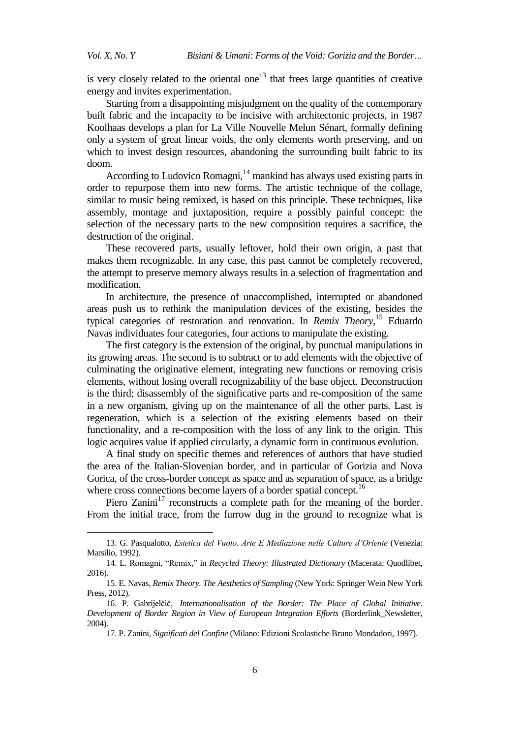is very closely related to the oriental one[13] that frees large quantities of creative energy and invites experimentation.

Starting from a disappointing misjudgment on the quality of the contemporary built fabric and the incapacity to be incisive with architectonic projects, in 1987 Koolhaas develops a plan for La Ville Nouvelle Melun Sénart, formally defining only a system of great linear voids, the only elements worth preserving, and on which to invest design resources, abandoning the surrounding built fabric to its doom.

According to Ludovico Romagni,[14] mankind has always used existing parts in order to repurpose them into new forms. The artistic technique of the collage, similar to music being remixed, is based on this principle. These techniques, like assembly, montage and juxtaposition, require a possibly painful concept: the selection of the necessary parts to the new composition requires a sacrifice, the destruction of the original.

These recovered parts, usually leftover, hold their own origin, a past that makes them recognizable. In any case, this past cannot be completely recovered, the attempt to preserve memory always results in a selection of fragmentation and modification.

In architecture, the presence of unaccomplished, interrupted or abandoned areas push us to rethink the manipulation devices of the existing, besides the typical categories of restoration and renovation. In *Remix Theory*,[15] Eduardo Navas individuates four categories, four actions to manipulate the existing.

The first category is the extension of the original, by punctual manipulations in its growing areas. The second is to subtract or to add elements with the objective of culminating the originative element, integrating new functions or removing crisis elements, without losing overall recognizability of the base object. Deconstruction is the third; disassembly of the significative parts and re-composition of the same in a new organism, giving up on the maintenance of all the other parts. Last is regeneration, which is a selection of the existing elements based on their functionality, and a re-composition with the loss of any link to the origin. This logic acquires value if applied circularly, a dynamic form in continuous evolution.

A final study on specific themes and references of authors that have studied the area of the Italian-Slovenian border, and in particular of Gorizia and Nova Gorica, of the cross-border concept as space and as separation of space, as a bridge where cross connections become layers of a border spatial concept.[16]

Piero Zanini[17] reconstructs a complete path for the meaning of the border. From the initial trace, from the furrow dug in the ground to recognize what is

---

13. G. Pasqualotto, *Estetica del Vuoto. Arte E Mediazione nelle Culture d'Oriente* (Venezia: Marsilio, 1992).

14. L. Romagni, "Remix," in *Recycled Theory: Illustrated Dictionary* (Macerata: Quodlibet, 2016).

15. E. Navas, *Remix Theory. The Aesthetics of Sampling* (New York: Springer Wein New York Press, 2012).

16. P. Gabrijelčič, *Internationalisation of the Border: The Place of Global Initiative. Development of Border Region in View of European Integration Efforts* (Borderlink_Newsletter, 2004).

17. P. Zanini, *Significati del Confine* (Milano: Edizioni Scolastiche Bruno Mondadori, 1997).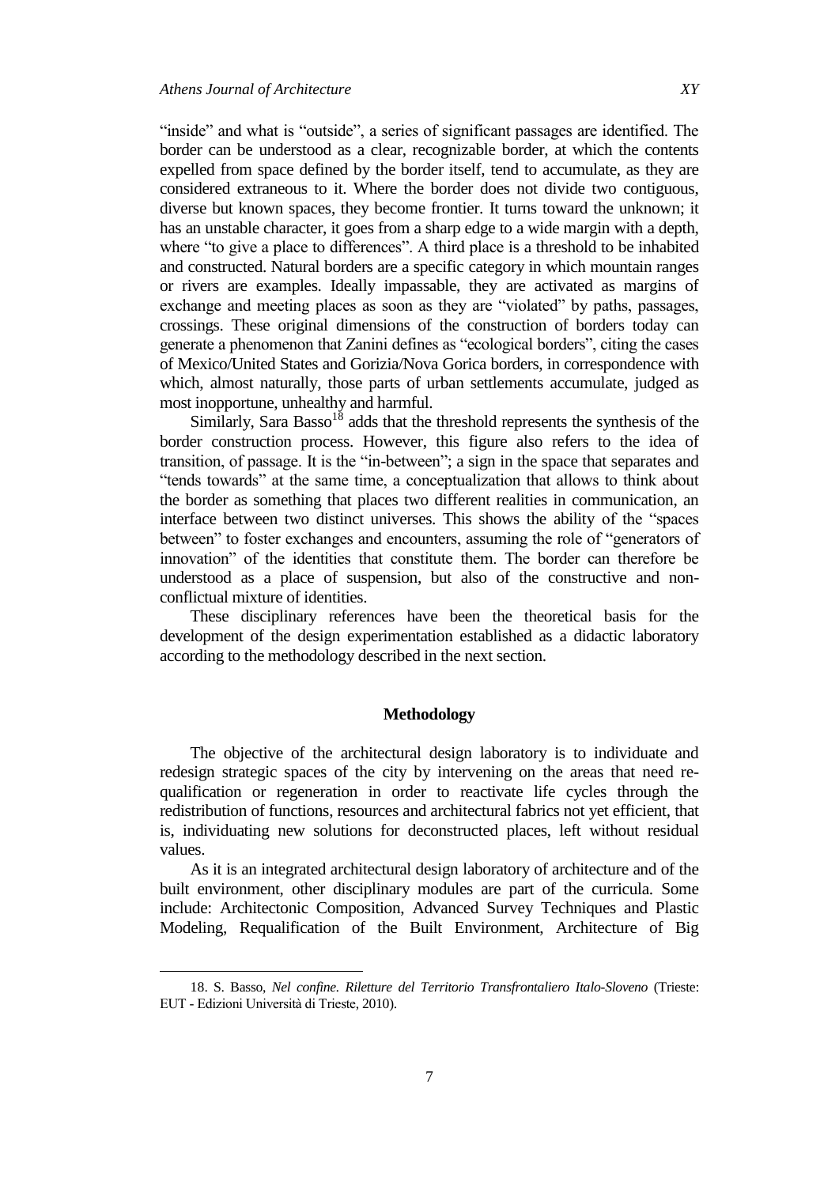"inside" and what is "outside", a series of significant passages are identified. The border can be understood as a clear, recognizable border, at which the contents expelled from space defined by the border itself, tend to accumulate, as they are considered extraneous to it. Where the border does not divide two contiguous, diverse but known spaces, they become frontier. It turns toward the unknown; it has an unstable character, it goes from a sharp edge to a wide margin with a depth, where "to give a place to differences". A third place is a threshold to be inhabited and constructed. Natural borders are a specific category in which mountain ranges or rivers are examples. Ideally impassable, they are activated as margins of exchange and meeting places as soon as they are "violated" by paths, passages, crossings. These original dimensions of the construction of borders today can generate a phenomenon that Zanini defines as "ecological borders", citing the cases of Mexico/United States and Gorizia/Nova Gorica borders, in correspondence with which, almost naturally, those parts of urban settlements accumulate, judged as most inopportune, unhealthy and harmful.

Similarly, Sara Basso[18] adds that the threshold represents the synthesis of the border construction process. However, this figure also refers to the idea of transition, of passage. It is the "in-between"; a sign in the space that separates and "tends towards" at the same time, a conceptualization that allows to think about the border as something that places two different realities in communication, an interface between two distinct universes. This shows the ability of the "spaces between" to foster exchanges and encounters, assuming the role of "generators of innovation" of the identities that constitute them. The border can therefore be understood as a place of suspension, but also of the constructive and non-conflictual mixture of identities.

These disciplinary references have been the theoretical basis for the development of the design experimentation established as a didactic laboratory according to the methodology described in the next section.

## Methodology

The objective of the architectural design laboratory is to individuate and redesign strategic spaces of the city by intervening on the areas that need re-qualification or regeneration in order to reactivate life cycles through the redistribution of functions, resources and architectural fabrics not yet efficient, that is, individuating new solutions for deconstructed places, left without residual values.

As it is an integrated architectural design laboratory of architecture and of the built environment, other disciplinary modules are part of the curricula. Some include: Architectonic Composition, Advanced Survey Techniques and Plastic Modeling, Requalification of the Built Environment, Architecture of Big

18. S. Basso, *Nel confine. Riletture del Territorio Transfrontaliero Italo-Sloveno* (Trieste: EUT - Edizioni Università di Trieste, 2010).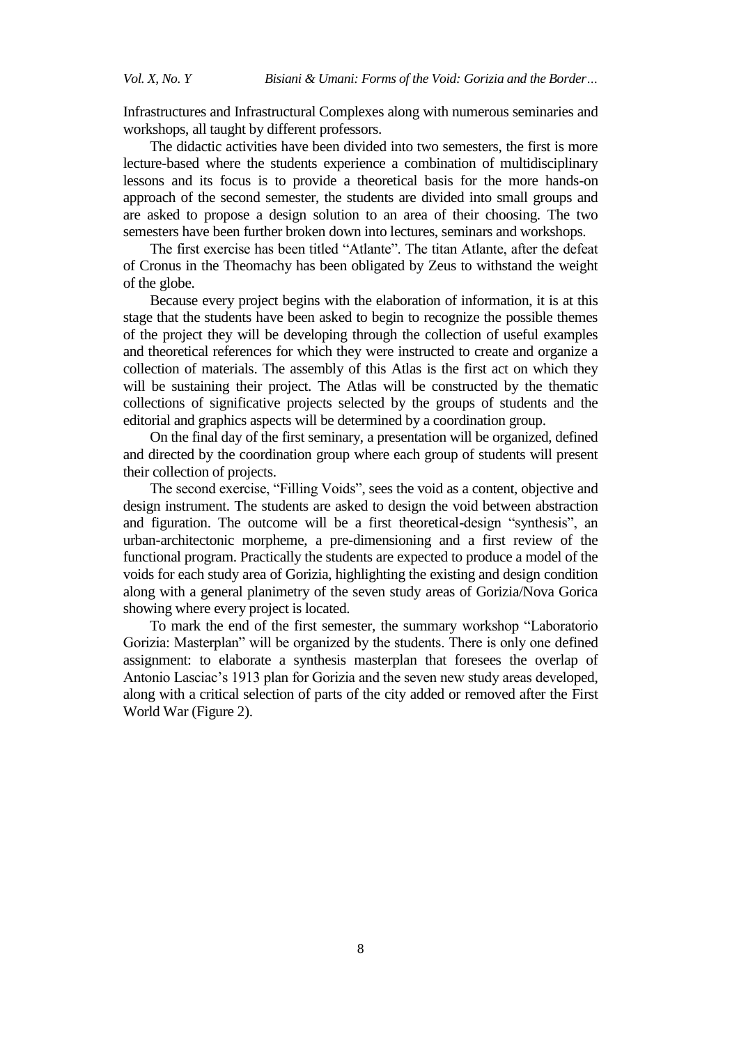Infrastructures and Infrastructural Complexes along with numerous seminaries and workshops, all taught by different professors.

The didactic activities have been divided into two semesters, the first is more lecture-based where the students experience a combination of multidisciplinary lessons and its focus is to provide a theoretical basis for the more hands-on approach of the second semester, the students are divided into small groups and are asked to propose a design solution to an area of their choosing. The two semesters have been further broken down into lectures, seminars and workshops.

The first exercise has been titled "Atlante". The titan Atlante, after the defeat of Cronus in the Theomachy has been obligated by Zeus to withstand the weight of the globe.

Because every project begins with the elaboration of information, it is at this stage that the students have been asked to begin to recognize the possible themes of the project they will be developing through the collection of useful examples and theoretical references for which they were instructed to create and organize a collection of materials. The assembly of this Atlas is the first act on which they will be sustaining their project. The Atlas will be constructed by the thematic collections of significative projects selected by the groups of students and the editorial and graphics aspects will be determined by a coordination group.

On the final day of the first seminary, a presentation will be organized, defined and directed by the coordination group where each group of students will present their collection of projects.

The second exercise, "Filling Voids", sees the void as a content, objective and design instrument. The students are asked to design the void between abstraction and figuration. The outcome will be a first theoretical-design "synthesis", an urban-architectonic morpheme, a pre-dimensioning and a first review of the functional program. Practically the students are expected to produce a model of the voids for each study area of Gorizia, highlighting the existing and design condition along with a general planimetry of the seven study areas of Gorizia/Nova Gorica showing where every project is located.

To mark the end of the first semester, the summary workshop "Laboratorio Gorizia: Masterplan" will be organized by the students. There is only one defined assignment: to elaborate a synthesis masterplan that foresees the overlap of Antonio Lasciac's 1913 plan for Gorizia and the seven new study areas developed, along with a critical selection of parts of the city added or removed after the First World War (Figure 2).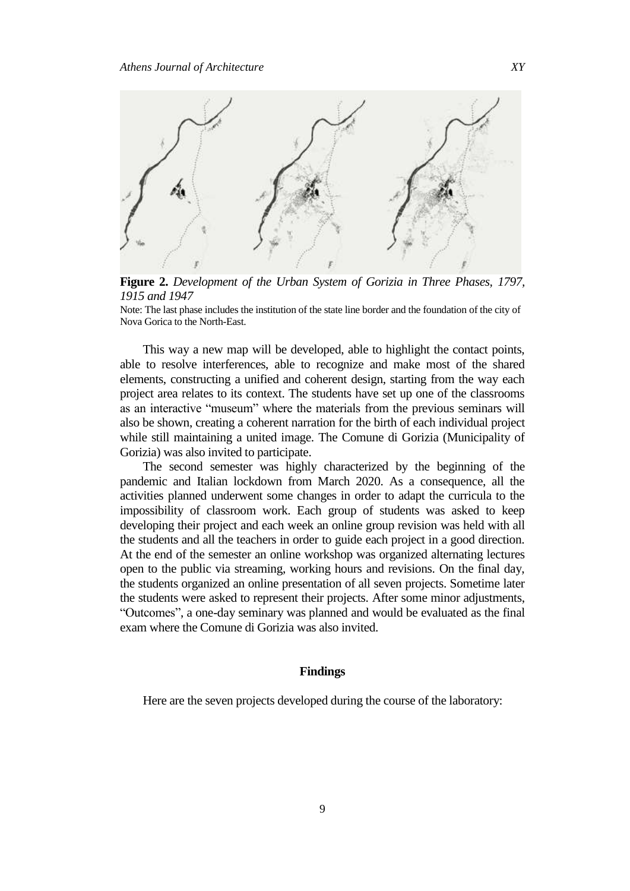**Figure 2.** *Development of the Urban System of Gorizia in Three Phases, 1797, 1915 and 1947*

Note: The last phase includes the institution of the state line border and the foundation of the city of Nova Gorica to the North-East.

This way a new map will be developed, able to highlight the contact points, able to resolve interferences, able to recognize and make most of the shared elements, constructing a unified and coherent design, starting from the way each project area relates to its context. The students have set up one of the classrooms as an interactive "museum" where the materials from the previous seminars will also be shown, creating a coherent narration for the birth of each individual project while still maintaining a united image. The Comune di Gorizia (Municipality of Gorizia) was also invited to participate.

The second semester was highly characterized by the beginning of the pandemic and Italian lockdown from March 2020. As a consequence, all the activities planned underwent some changes in order to adapt the curricula to the impossibility of classroom work. Each group of students was asked to keep developing their project and each week an online group revision was held with all the students and all the teachers in order to guide each project in a good direction. At the end of the semester an online workshop was organized alternating lectures open to the public via streaming, working hours and revisions. On the final day, the students organized an online presentation of all seven projects. Sometime later the students were asked to represent their projects. After some minor adjustments, "Outcomes", a one-day seminary was planned and would be evaluated as the final exam where the Comune di Gorizia was also invited.

## Findings

Here are the seven projects developed during the course of the laboratory: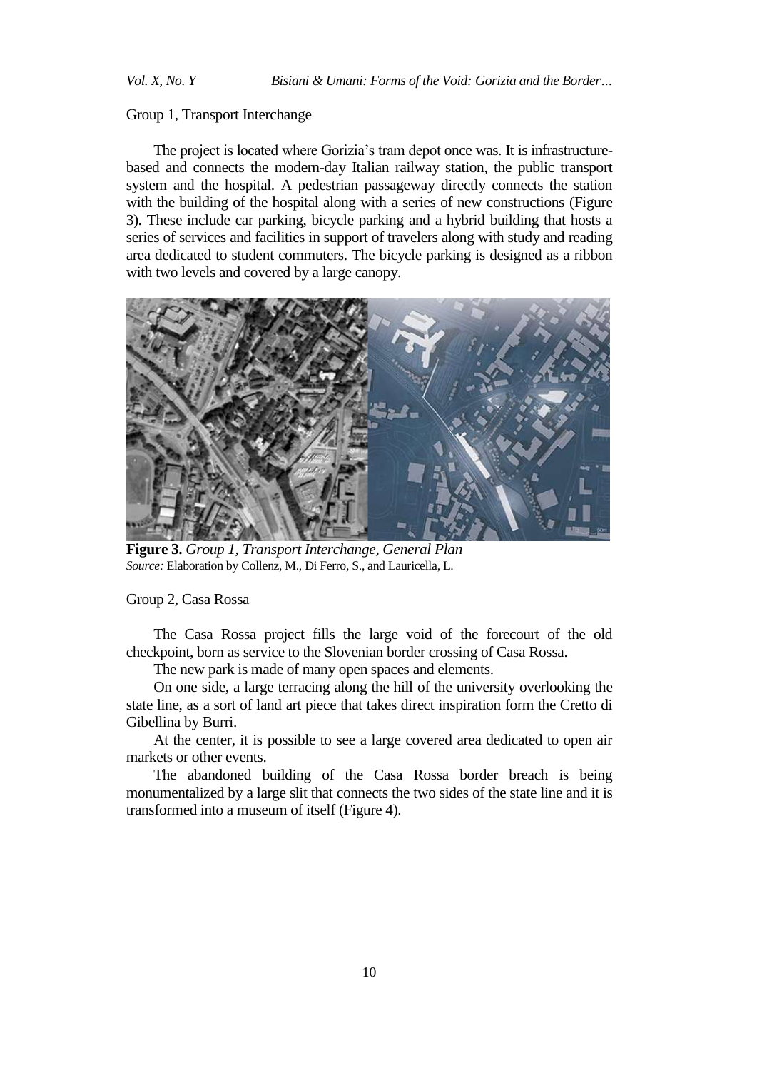Group 1, Transport Interchange

The project is located where Gorizia's tram depot once was. It is infrastructure-based and connects the modern-day Italian railway station, the public transport system and the hospital. A pedestrian passageway directly connects the station with the building of the hospital along with a series of new constructions (Figure 3). These include car parking, bicycle parking and a hybrid building that hosts a series of services and facilities in support of travelers along with study and reading area dedicated to student commuters. The bicycle parking is designed as a ribbon with two levels and covered by a large canopy.

**Figure 3.** *Group 1, Transport Interchange, General Plan*
*Source:* Elaboration by Collenz, M., Di Ferro, S., and Lauricella, L.

Group 2, Casa Rossa

The Casa Rossa project fills the large void of the forecourt of the old checkpoint, born as service to the Slovenian border crossing of Casa Rossa.

The new park is made of many open spaces and elements.

On one side, a large terracing along the hill of the university overlooking the state line, as a sort of land art piece that takes direct inspiration form the Cretto di Gibellina by Burri.

At the center, it is possible to see a large covered area dedicated to open air markets or other events.

The abandoned building of the Casa Rossa border breach is being monumentalized by a large slit that connects the two sides of the state line and it is transformed into a museum of itself (Figure 4).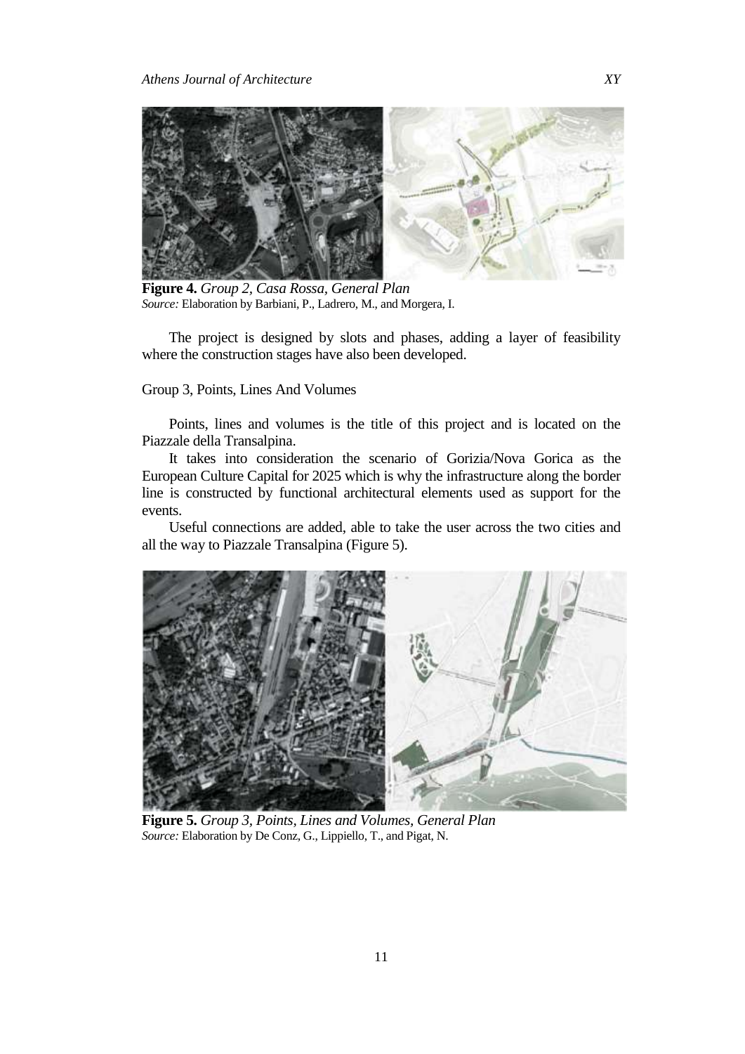**Figure 4.** *Group 2, Casa Rossa, General Plan*
*Source:* Elaboration by Barbiani, P., Ladrero, M., and Morgera, I.

The project is designed by slots and phases, adding a layer of feasibility where the construction stages have also been developed.

Group 3, Points, Lines And Volumes

Points, lines and volumes is the title of this project and is located on the Piazzale della Transalpina.

It takes into consideration the scenario of Gorizia/Nova Gorica as the European Culture Capital for 2025 which is why the infrastructure along the border line is constructed by functional architectural elements used as support for the events.

Useful connections are added, able to take the user across the two cities and all the way to Piazzale Transalpina (Figure 5).

**Figure 5.** *Group 3, Points, Lines and Volumes, General Plan*
*Source:* Elaboration by De Conz, G., Lippiello, T., and Pigat, N.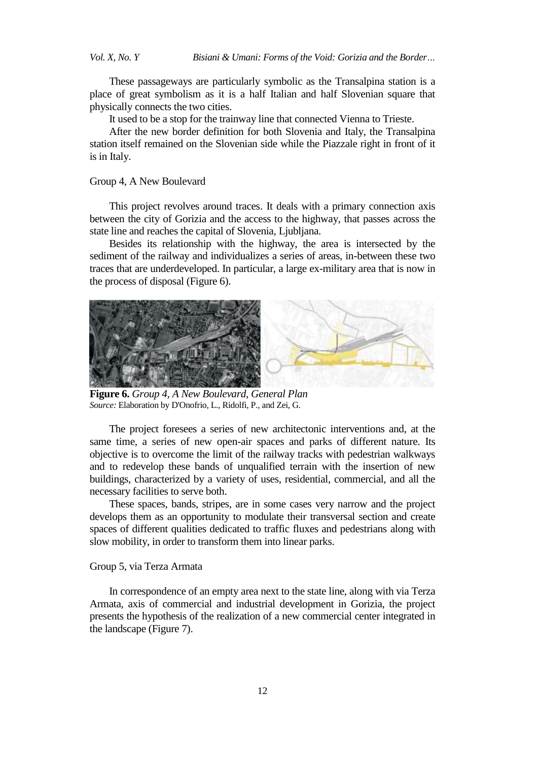These passageways are particularly symbolic as the Transalpina station is a place of great symbolism as it is a half Italian and half Slovenian square that physically connects the two cities.

It used to be a stop for the trainway line that connected Vienna to Trieste.

After the new border definition for both Slovenia and Italy, the Transalpina station itself remained on the Slovenian side while the Piazzale right in front of it is in Italy.

### Group 4, A New Boulevard

This project revolves around traces. It deals with a primary connection axis between the city of Gorizia and the access to the highway, that passes across the state line and reaches the capital of Slovenia, Ljubljana.

Besides its relationship with the highway, the area is intersected by the sediment of the railway and individualizes a series of areas, in-between these two traces that are underdeveloped. In particular, a large ex-military area that is now in the process of disposal (Figure 6).

**Figure 6.** *Group 4, A New Boulevard, General Plan*
*Source:* Elaboration by D'Onofrio, L., Ridolfi, P., and Zei, G.

The project foresees a series of new architectonic interventions and, at the same time, a series of new open-air spaces and parks of different nature. Its objective is to overcome the limit of the railway tracks with pedestrian walkways and to redevelop these bands of unqualified terrain with the insertion of new buildings, characterized by a variety of uses, residential, commercial, and all the necessary facilities to serve both.

These spaces, bands, stripes, are in some cases very narrow and the project develops them as an opportunity to modulate their transversal section and create spaces of different qualities dedicated to traffic fluxes and pedestrians along with slow mobility, in order to transform them into linear parks.

### Group 5, via Terza Armata

In correspondence of an empty area next to the state line, along with via Terza Armata, axis of commercial and industrial development in Gorizia, the project presents the hypothesis of the realization of a new commercial center integrated in the landscape (Figure 7).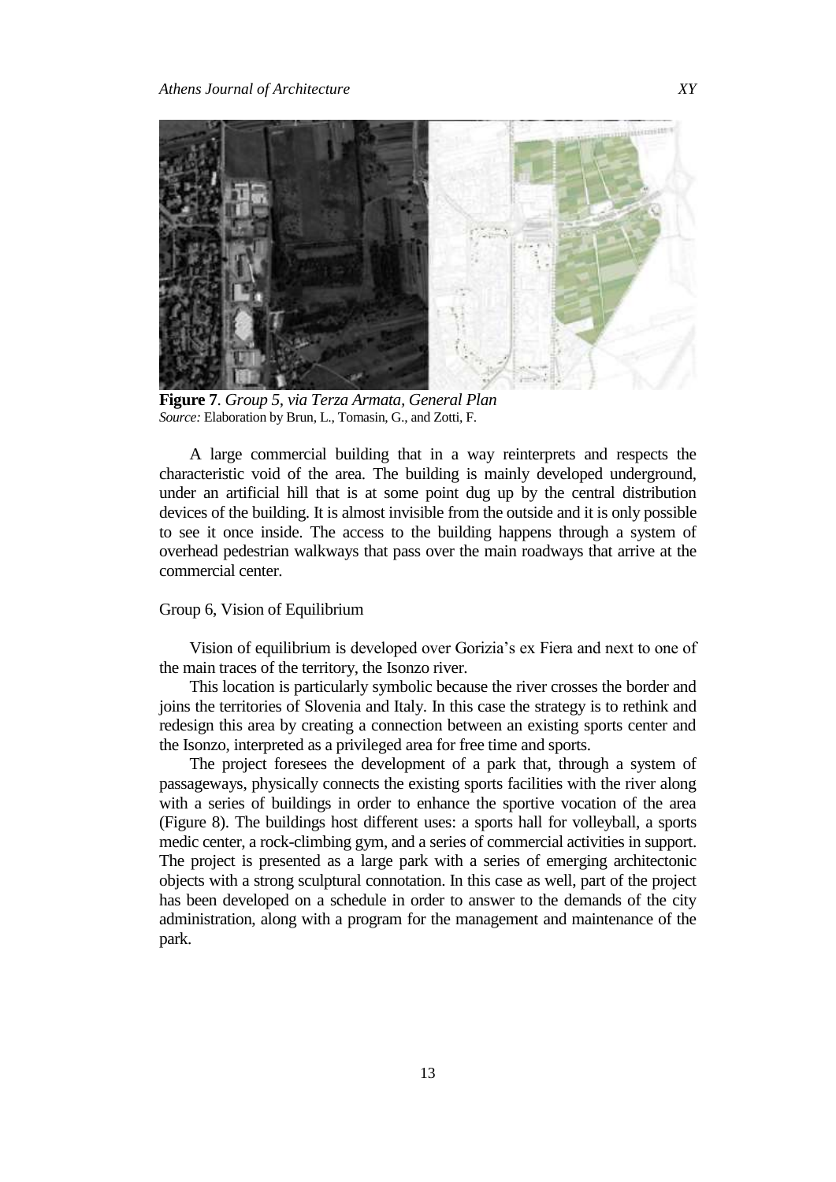**Figure 7**. *Group 5, via Terza Armata, General Plan*
*Source:* Elaboration by Brun, L., Tomasin, G., and Zotti, F.

A large commercial building that in a way reinterprets and respects the characteristic void of the area. The building is mainly developed underground, under an artificial hill that is at some point dug up by the central distribution devices of the building. It is almost invisible from the outside and it is only possible to see it once inside. The access to the building happens through a system of overhead pedestrian walkways that pass over the main roadways that arrive at the commercial center.

Group 6, Vision of Equilibrium

Vision of equilibrium is developed over Gorizia's ex Fiera and next to one of the main traces of the territory, the Isonzo river.

This location is particularly symbolic because the river crosses the border and joins the territories of Slovenia and Italy. In this case the strategy is to rethink and redesign this area by creating a connection between an existing sports center and the Isonzo, interpreted as a privileged area for free time and sports.

The project foresees the development of a park that, through a system of passageways, physically connects the existing sports facilities with the river along with a series of buildings in order to enhance the sportive vocation of the area (Figure 8). The buildings host different uses: a sports hall for volleyball, a sports medic center, a rock-climbing gym, and a series of commercial activities in support. The project is presented as a large park with a series of emerging architectonic objects with a strong sculptural connotation. In this case as well, part of the project has been developed on a schedule in order to answer to the demands of the city administration, along with a program for the management and maintenance of the park.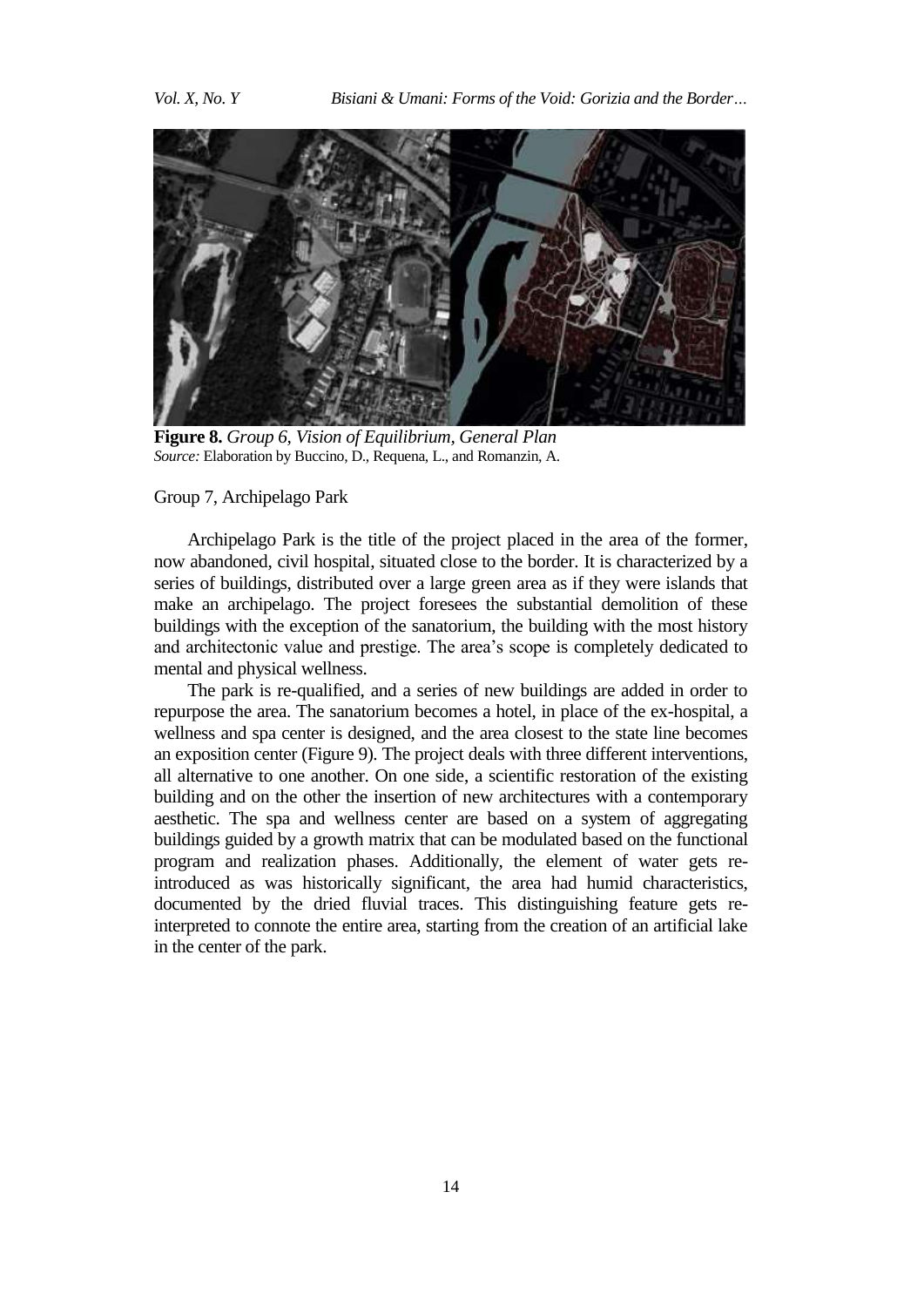**Figure 8.** *Group 6, Vision of Equilibrium, General Plan*
*Source:* Elaboration by Buccino, D., Requena, L., and Romanzin, A.

Group 7, Archipelago Park

Archipelago Park is the title of the project placed in the area of the former, now abandoned, civil hospital, situated close to the border. It is characterized by a series of buildings, distributed over a large green area as if they were islands that make an archipelago. The project foresees the substantial demolition of these buildings with the exception of the sanatorium, the building with the most history and architectonic value and prestige. The area's scope is completely dedicated to mental and physical wellness.

The park is re-qualified, and a series of new buildings are added in order to repurpose the area. The sanatorium becomes a hotel, in place of the ex-hospital, a wellness and spa center is designed, and the area closest to the state line becomes an exposition center (Figure 9). The project deals with three different interventions, all alternative to one another. On one side, a scientific restoration of the existing building and on the other the insertion of new architectures with a contemporary aesthetic. The spa and wellness center are based on a system of aggregating buildings guided by a growth matrix that can be modulated based on the functional program and realization phases. Additionally, the element of water gets re-introduced as was historically significant, the area had humid characteristics, documented by the dried fluvial traces. This distinguishing feature gets re-interpreted to connote the entire area, starting from the creation of an artificial lake in the center of the park.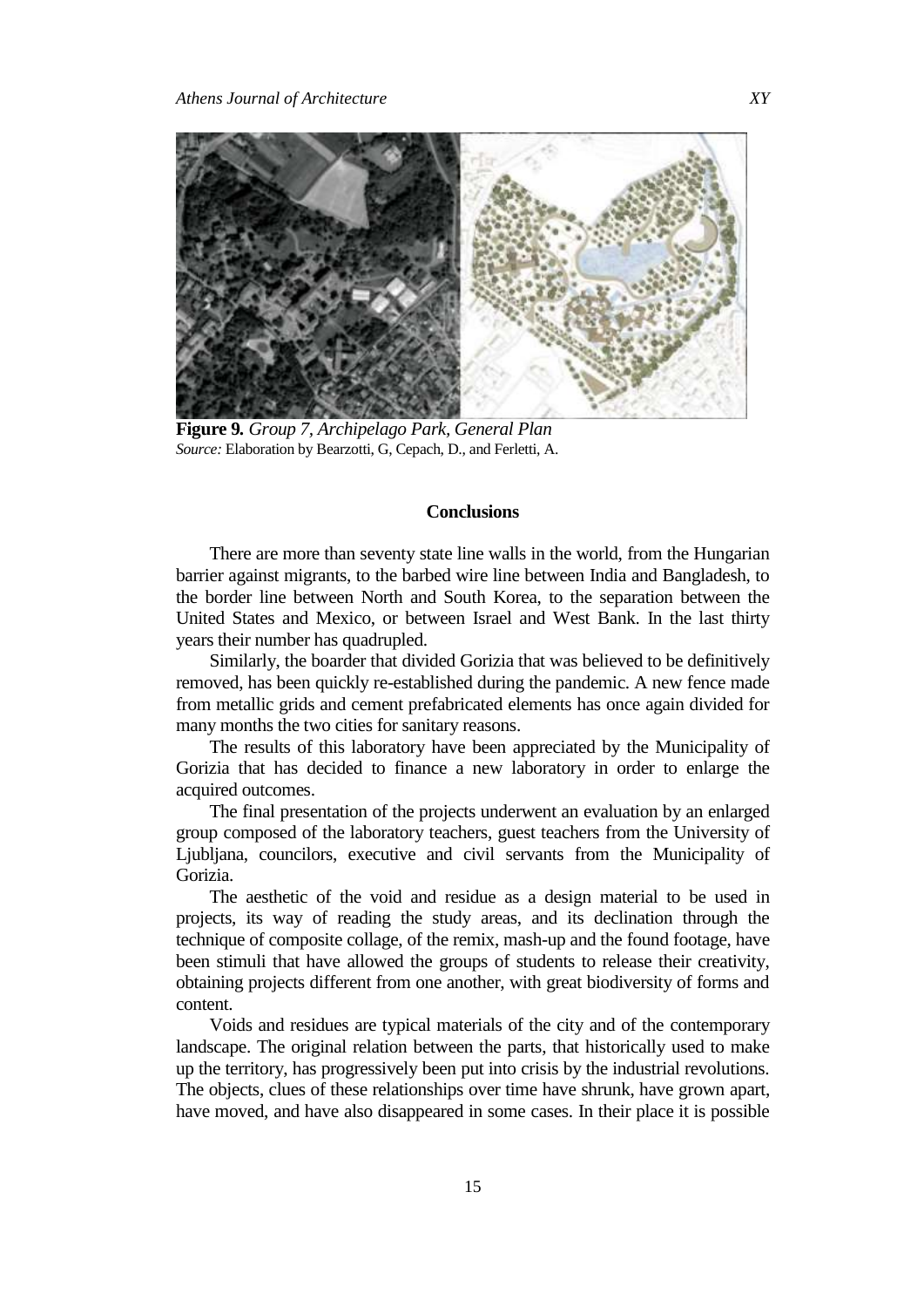**Figure 9.** *Group 7, Archipelago Park, General Plan*
*Source:* Elaboration by Bearzotti, G, Cepach, D., and Ferletti, A.

## Conclusions

There are more than seventy state line walls in the world, from the Hungarian barrier against migrants, to the barbed wire line between India and Bangladesh, to the border line between North and South Korea, to the separation between the United States and Mexico, or between Israel and West Bank. In the last thirty years their number has quadrupled.

Similarly, the boarder that divided Gorizia that was believed to be definitively removed, has been quickly re-established during the pandemic. A new fence made from metallic grids and cement prefabricated elements has once again divided for many months the two cities for sanitary reasons.

The results of this laboratory have been appreciated by the Municipality of Gorizia that has decided to finance a new laboratory in order to enlarge the acquired outcomes.

The final presentation of the projects underwent an evaluation by an enlarged group composed of the laboratory teachers, guest teachers from the University of Ljubljana, councilors, executive and civil servants from the Municipality of Gorizia.

The aesthetic of the void and residue as a design material to be used in projects, its way of reading the study areas, and its declination through the technique of composite collage, of the remix, mash-up and the found footage, have been stimuli that have allowed the groups of students to release their creativity, obtaining projects different from one another, with great biodiversity of forms and content.

Voids and residues are typical materials of the city and of the contemporary landscape. The original relation between the parts, that historically used to make up the territory, has progressively been put into crisis by the industrial revolutions. The objects, clues of these relationships over time have shrunk, have grown apart, have moved, and have also disappeared in some cases. In their place it is possible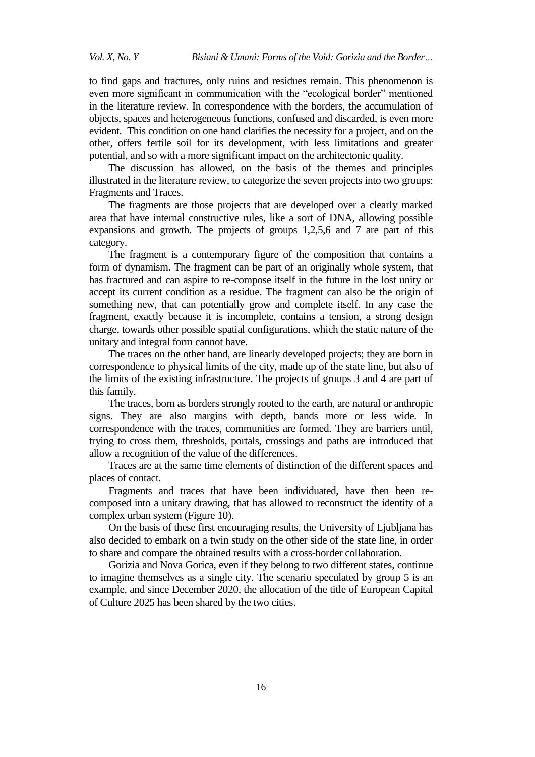to find gaps and fractures, only ruins and residues remain. This phenomenon is even more significant in communication with the "ecological border" mentioned in the literature review. In correspondence with the borders, the accumulation of objects, spaces and heterogeneous functions, confused and discarded, is even more evident. This condition on one hand clarifies the necessity for a project, and on the other, offers fertile soil for its development, with less limitations and greater potential, and so with a more significant impact on the architectonic quality.

The discussion has allowed, on the basis of the themes and principles illustrated in the literature review, to categorize the seven projects into two groups: Fragments and Traces.

The fragments are those projects that are developed over a clearly marked area that have internal constructive rules, like a sort of DNA, allowing possible expansions and growth. The projects of groups 1,2,5,6 and 7 are part of this category.

The fragment is a contemporary figure of the composition that contains a form of dynamism. The fragment can be part of an originally whole system, that has fractured and can aspire to re-compose itself in the future in the lost unity or accept its current condition as a residue. The fragment can also be the origin of something new, that can potentially grow and complete itself. In any case the fragment, exactly because it is incomplete, contains a tension, a strong design charge, towards other possible spatial configurations, which the static nature of the unitary and integral form cannot have.

The traces on the other hand, are linearly developed projects; they are born in correspondence to physical limits of the city, made up of the state line, but also of the limits of the existing infrastructure. The projects of groups 3 and 4 are part of this family.

The traces, born as borders strongly rooted to the earth, are natural or anthropic signs. They are also margins with depth, bands more or less wide. In correspondence with the traces, communities are formed. They are barriers until, trying to cross them, thresholds, portals, crossings and paths are introduced that allow a recognition of the value of the differences.

Traces are at the same time elements of distinction of the different spaces and places of contact.

Fragments and traces that have been individuated, have then been re-composed into a unitary drawing, that has allowed to reconstruct the identity of a complex urban system (Figure 10).

On the basis of these first encouraging results, the University of Ljubljana has also decided to embark on a twin study on the other side of the state line, in order to share and compare the obtained results with a cross-border collaboration.

Gorizia and Nova Gorica, even if they belong to two different states, continue to imagine themselves as a single city. The scenario speculated by group 5 is an example, and since December 2020, the allocation of the title of European Capital of Culture 2025 has been shared by the two cities.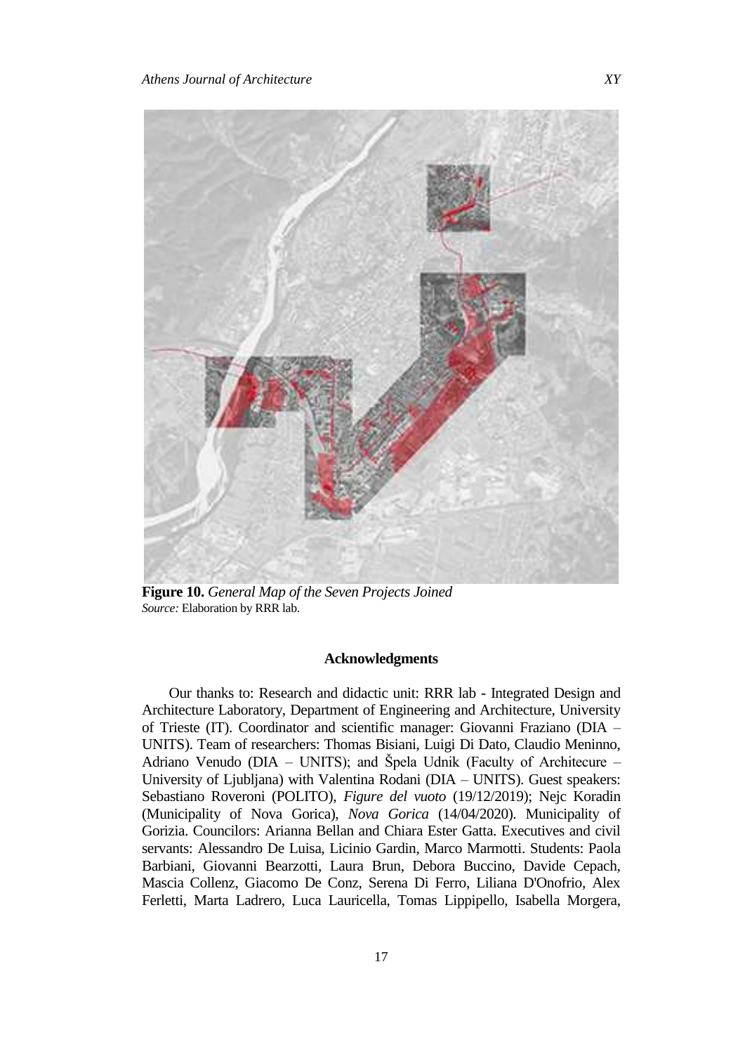**Figure 10.** *General Map of the Seven Projects Joined*
*Source:* Elaboration by RRR lab.

## Acknowledgments

Our thanks to: Research and didactic unit: RRR lab - Integrated Design and Architecture Laboratory, Department of Engineering and Architecture, University of Trieste (IT). Coordinator and scientific manager: Giovanni Fraziano (DIA – UNITS). Team of researchers: Thomas Bisiani, Luigi Di Dato, Claudio Meninno, Adriano Venudo (DIA – UNITS); and Špela Udnik (Faculty of Architecure – University of Ljubljana) with Valentina Rodani (DIA – UNITS). Guest speakers: Sebastiano Roveroni (POLITO), *Figure del vuoto* (19/12/2019); Nejc Koradin (Municipality of Nova Gorica), *Nova Gorica* (14/04/2020). Municipality of Gorizia. Councilors: Arianna Bellan and Chiara Ester Gatta. Executives and civil servants: Alessandro De Luisa, Licinio Gardin, Marco Marmotti. Students: Paola Barbiani, Giovanni Bearzotti, Laura Brun, Debora Buccino, Davide Cepach, Mascia Collenz, Giacomo De Conz, Serena Di Ferro, Liliana D'Onofrio, Alex Ferletti, Marta Ladrero, Luca Lauricella, Tomas Lippipello, Isabella Morgera,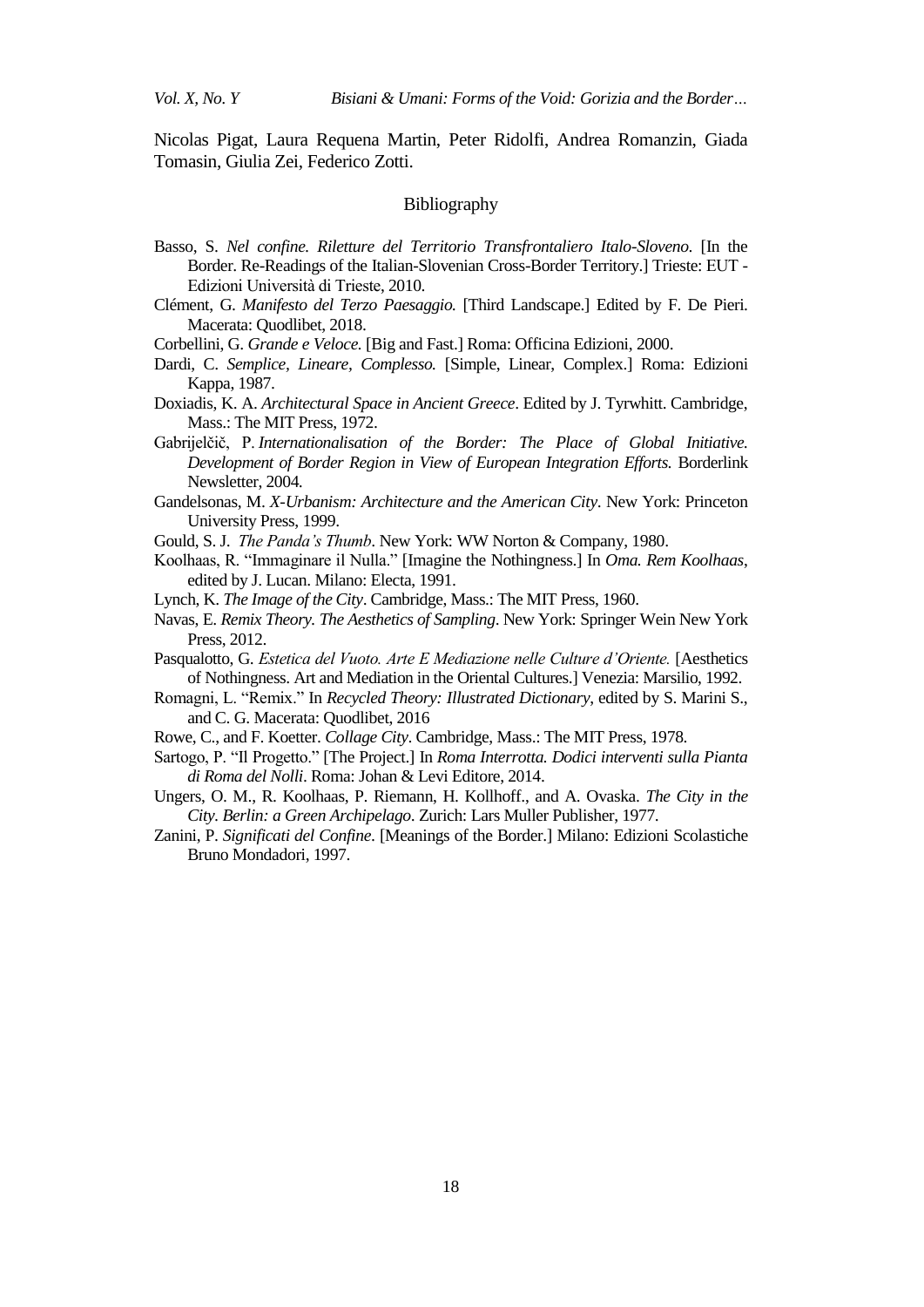Nicolas Pigat, Laura Requena Martin, Peter Ridolfi, Andrea Romanzin, Giada Tomasin, Giulia Zei, Federico Zotti.

## Bibliography

Basso, S. *Nel confine. Riletture del Territorio Transfrontaliero Italo-Sloveno.* [In the Border. Re-Readings of the Italian-Slovenian Cross-Border Territory.] Trieste: EUT - Edizioni Università di Trieste, 2010.

Clément, G. *Manifesto del Terzo Paesaggio.* [Third Landscape.] Edited by F. De Pieri. Macerata: Quodlibet, 2018.

Corbellini, G. *Grande e Veloce.* [Big and Fast.] Roma: Officina Edizioni, 2000.

Dardi, C. *Semplice, Lineare, Complesso.* [Simple, Linear, Complex.] Roma: Edizioni Kappa, 1987.

Doxiadis, K. A. *Architectural Space in Ancient Greece*. Edited by J. Tyrwhitt. Cambridge, Mass.: The MIT Press, 1972.

Gabrijelčič, P. *Internationalisation of the Border: The Place of Global Initiative. Development of Border Region in View of European Integration Efforts.* Borderlink Newsletter, 2004.

Gandelsonas, M. *X-Urbanism: Architecture and the American City*. New York: Princeton University Press, 1999.

Gould, S. J. *The Panda's Thumb*. New York: WW Norton & Company, 1980.

Koolhaas, R. "Immaginare il Nulla." [Imagine the Nothingness.] In *Oma. Rem Koolhaas*, edited by J. Lucan. Milano: Electa, 1991.

Lynch, K. *The Image of the City*. Cambridge, Mass.: The MIT Press, 1960.

Navas, E. *Remix Theory. The Aesthetics of Sampling*. New York: Springer Wein New York Press, 2012.

Pasqualotto, G. *Estetica del Vuoto. Arte E Mediazione nelle Culture d'Oriente.* [Aesthetics of Nothingness. Art and Mediation in the Oriental Cultures.] Venezia: Marsilio, 1992.

Romagni, L. "Remix." In *Recycled Theory: Illustrated Dictionary*, edited by S. Marini S., and C. G. Macerata: Quodlibet, 2016

Rowe, C., and F. Koetter. *Collage City*. Cambridge, Mass.: The MIT Press, 1978.

Sartogo, P. "Il Progetto." [The Project.] In *Roma Interrotta. Dodici interventi sulla Pianta di Roma del Nolli*. Roma: Johan & Levi Editore, 2014.

Ungers, O. M., R. Koolhaas, P. Riemann, H. Kollhoff., and A. Ovaska. *The City in the City. Berlin: a Green Archipelago*. Zurich: Lars Muller Publisher, 1977.

Zanini, P. *Significati del Confine*. [Meanings of the Border.] Milano: Edizioni Scolastiche Bruno Mondadori, 1997.